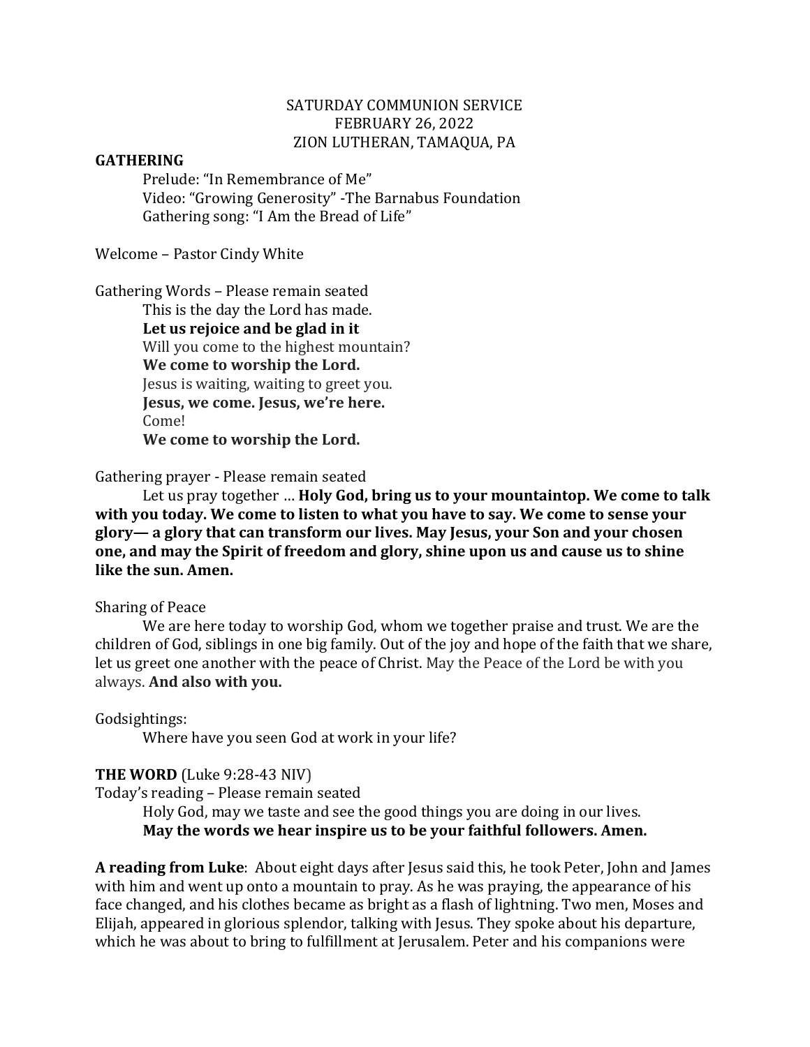SATURDAY COMMUNION SERVICE
FEBRUARY 26, 2022
ZION LUTHERAN, TAMAQUA, PA

**GATHERING**

Prelude: "In Remembrance of Me"
Video: "Growing Generosity" -The Barnabus Foundation
Gathering song: "I Am the Bread of Life"

Welcome – Pastor Cindy White

Gathering Words – Please remain seated

This is the day the Lord has made.
**Let us rejoice and be glad in it**
Will you come to the highest mountain?
**We come to worship the Lord.**
Jesus is waiting, waiting to greet you.
**Jesus, we come. Jesus, we're here.**
Come!
**We come to worship the Lord.**

Gathering prayer - Please remain seated

Let us pray together … **Holy God, bring us to your mountaintop. We come to talk with you today. We come to listen to what you have to say. We come to sense your glory— a glory that can transform our lives. May Jesus, your Son and your chosen one, and may the Spirit of freedom and glory, shine upon us and cause us to shine like the sun. Amen.**

Sharing of Peace

We are here today to worship God, whom we together praise and trust. We are the children of God, siblings in one big family. Out of the joy and hope of the faith that we share, let us greet one another with the peace of Christ. May the Peace of the Lord be with you always. **And also with you.**

Godsightings:

Where have you seen God at work in your life?

**THE WORD** (Luke 9:28-43 NIV)

Today's reading – Please remain seated

Holy God, may we taste and see the good things you are doing in our lives.
**May the words we hear inspire us to be your faithful followers. Amen.**

**A reading from Luke**: About eight days after Jesus said this, he took Peter, John and James with him and went up onto a mountain to pray. As he was praying, the appearance of his face changed, and his clothes became as bright as a flash of lightning. Two men, Moses and Elijah, appeared in glorious splendor, talking with Jesus. They spoke about his departure, which he was about to bring to fulfillment at Jerusalem. Peter and his companions were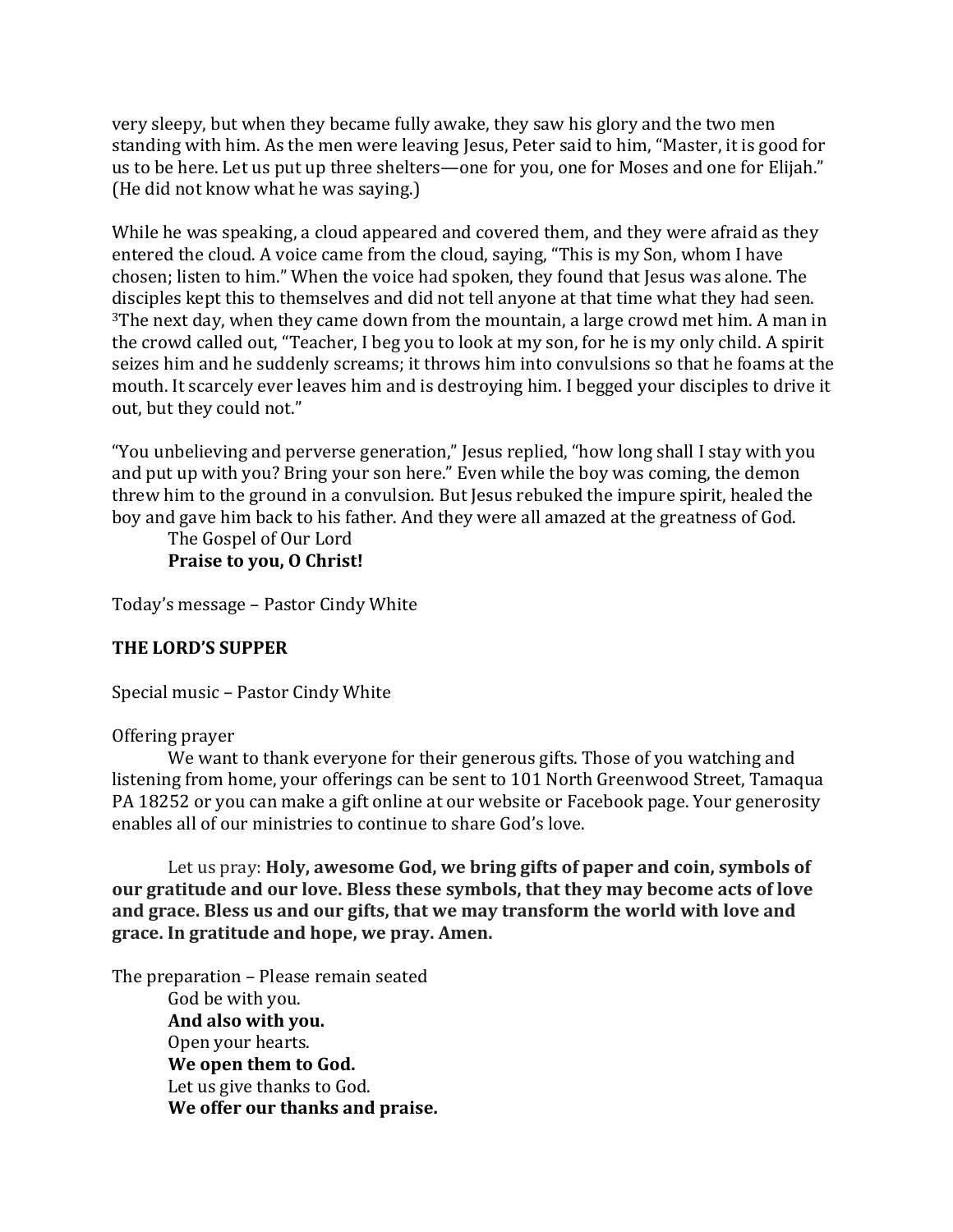very sleepy, but when they became fully awake, they saw his glory and the two men standing with him. As the men were leaving Jesus, Peter said to him, "Master, it is good for us to be here. Let us put up three shelters—one for you, one for Moses and one for Elijah." (He did not know what he was saying.)

While he was speaking, a cloud appeared and covered them, and they were afraid as they entered the cloud. A voice came from the cloud, saying, "This is my Son, whom I have chosen; listen to him." When the voice had spoken, they found that Jesus was alone. The disciples kept this to themselves and did not tell anyone at that time what they had seen. [3]The next day, when they came down from the mountain, a large crowd met him. A man in the crowd called out, "Teacher, I beg you to look at my son, for he is my only child. A spirit seizes him and he suddenly screams; it throws him into convulsions so that he foams at the mouth. It scarcely ever leaves him and is destroying him. I begged your disciples to drive it out, but they could not."

"You unbelieving and perverse generation," Jesus replied, "how long shall I stay with you and put up with you? Bring your son here." Even while the boy was coming, the demon threw him to the ground in a convulsion. But Jesus rebuked the impure spirit, healed the boy and gave him back to his father. And they were all amazed at the greatness of God.

The Gospel of Our Lord
**Praise to you, O Christ!**

Today's message – Pastor Cindy White

**THE LORD'S SUPPER**

Special music – Pastor Cindy White

Offering prayer

We want to thank everyone for their generous gifts. Those of you watching and listening from home, your offerings can be sent to 101 North Greenwood Street, Tamaqua PA 18252 or you can make a gift online at our website or Facebook page. Your generosity enables all of our ministries to continue to share God's love.

Let us pray: **Holy, awesome God, we bring gifts of paper and coin, symbols of our gratitude and our love. Bless these symbols, that they may become acts of love and grace. Bless us and our gifts, that we may transform the world with love and grace. In gratitude and hope, we pray. Amen.**

The preparation – Please remain seated

God be with you.
**And also with you.**
Open your hearts.
**We open them to God.**
Let us give thanks to God.
**We offer our thanks and praise.**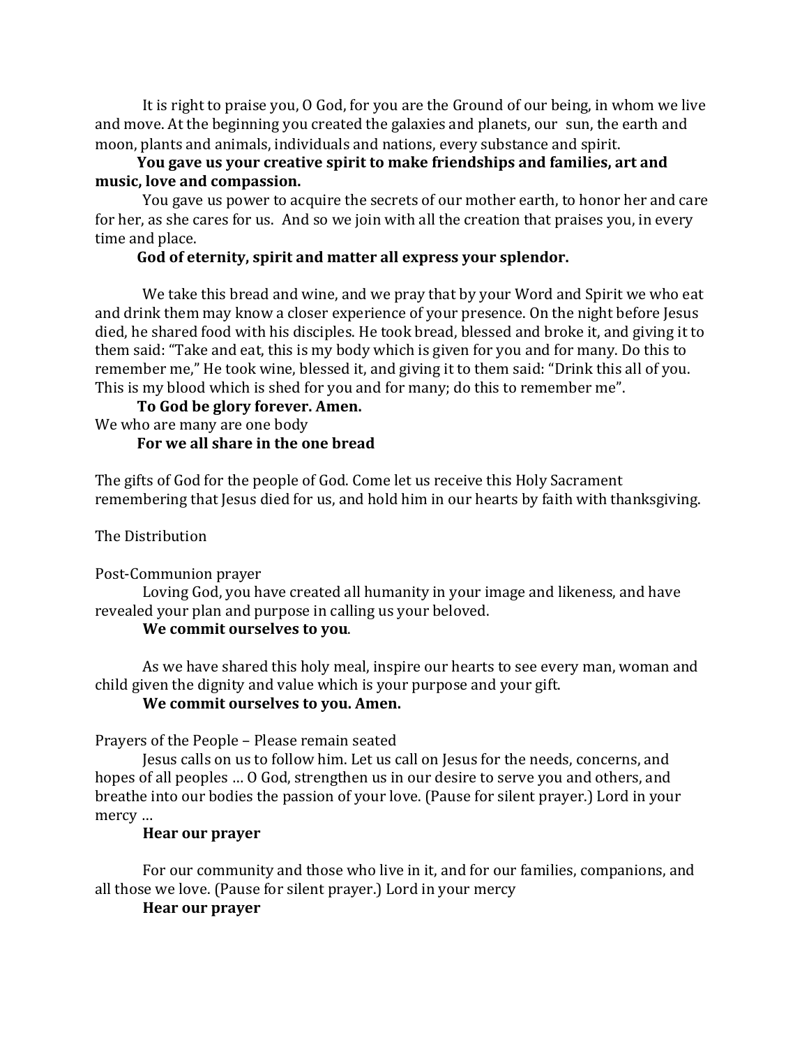It is right to praise you, O God, for you are the Ground of our being, in whom we live and move. At the beginning you created the galaxies and planets, our sun, the earth and moon, plants and animals, individuals and nations, every substance and spirit.

**You gave us your creative spirit to make friendships and families, art and music, love and compassion.**

You gave us power to acquire the secrets of our mother earth, to honor her and care for her, as she cares for us. And so we join with all the creation that praises you, in every time and place.

**God of eternity, spirit and matter all express your splendor.**

We take this bread and wine, and we pray that by your Word and Spirit we who eat and drink them may know a closer experience of your presence. On the night before Jesus died, he shared food with his disciples. He took bread, blessed and broke it, and giving it to them said: "Take and eat, this is my body which is given for you and for many. Do this to remember me," He took wine, blessed it, and giving it to them said: "Drink this all of you. This is my blood which is shed for you and for many; do this to remember me".

**To God be glory forever. Amen.**

We who are many are one body

**For we all share in the one bread**

The gifts of God for the people of God. Come let us receive this Holy Sacrament remembering that Jesus died for us, and hold him in our hearts by faith with thanksgiving.

The Distribution

Post-Communion prayer

Loving God, you have created all humanity in your image and likeness, and have revealed your plan and purpose in calling us your beloved.

**We commit ourselves to you**.

As we have shared this holy meal, inspire our hearts to see every man, woman and child given the dignity and value which is your purpose and your gift.

**We commit ourselves to you. Amen.**

Prayers of the People – Please remain seated

Jesus calls on us to follow him. Let us call on Jesus for the needs, concerns, and hopes of all peoples … O God, strengthen us in our desire to serve you and others, and breathe into our bodies the passion of your love. (Pause for silent prayer.) Lord in your mercy …

**Hear our prayer**

For our community and those who live in it, and for our families, companions, and all those we love. (Pause for silent prayer.) Lord in your mercy

**Hear our prayer**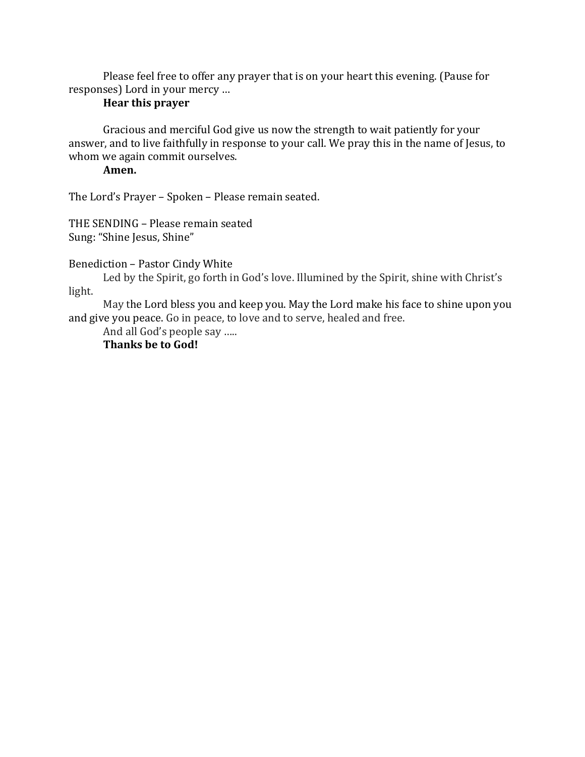Please feel free to offer any prayer that is on your heart this evening. (Pause for responses) Lord in your mercy …

**Hear this prayer**

Gracious and merciful God give us now the strength to wait patiently for your answer, and to live faithfully in response to your call. We pray this in the name of Jesus, to whom we again commit ourselves.

**Amen.**

The Lord's Prayer – Spoken – Please remain seated.

THE SENDING – Please remain seated
Sung: "Shine Jesus, Shine"

Benediction – Pastor Cindy White

Led by the Spirit, go forth in God's love. Illumined by the Spirit, shine with Christ's light.

May the Lord bless you and keep you. May the Lord make his face to shine upon you and give you peace. Go in peace, to love and to serve, healed and free.

And all God's people say …..

**Thanks be to God!**